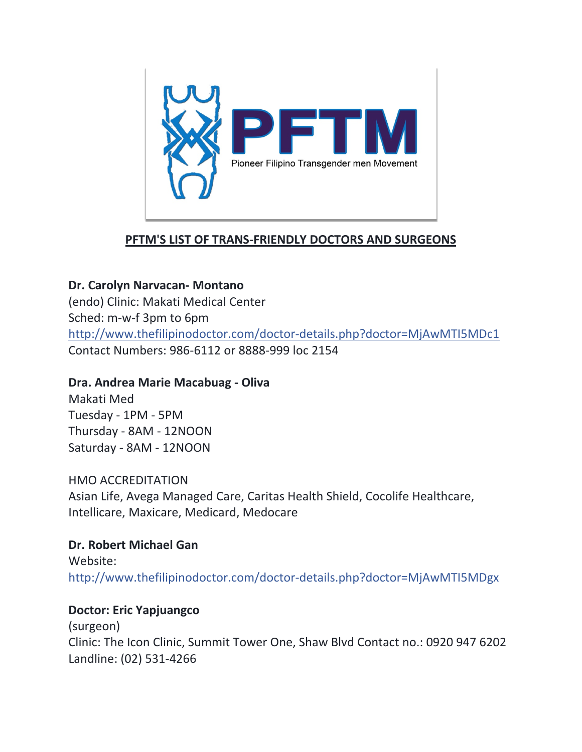PFTM

Pioneer Filipino Transgender men Movement

## PFTM'S LIST OF TRANS-FRIENDLY DOCTORS AND SURGEONS

**Dr. Carolyn Narvacan- Montano**
(endo) Clinic: Makati Medical Center
Sched: m-w-f 3pm to 6pm
http://www.thefilipinodoctor.com/doctor-details.php?doctor=MjAwMTI5MDc1
Contact Numbers: 986-6112 or 8888-999 loc 2154

**Dra. Andrea Marie Macabuag - Oliva**
Makati Med
Tuesday - 1PM - 5PM
Thursday - 8AM - 12NOON
Saturday - 8AM - 12NOON

HMO ACCREDITATION
Asian Life, Avega Managed Care, Caritas Health Shield, Cocolife Healthcare, Intellicare, Maxicare, Medicard, Medocare

**Dr. Robert Michael Gan**
Website:
http://www.thefilipinodoctor.com/doctor-details.php?doctor=MjAwMTI5MDgx

**Doctor: Eric Yapjuangco**
(surgeon)
Clinic: The Icon Clinic, Summit Tower One, Shaw Blvd Contact no.: 0920 947 6202
Landline: (02) 531-4266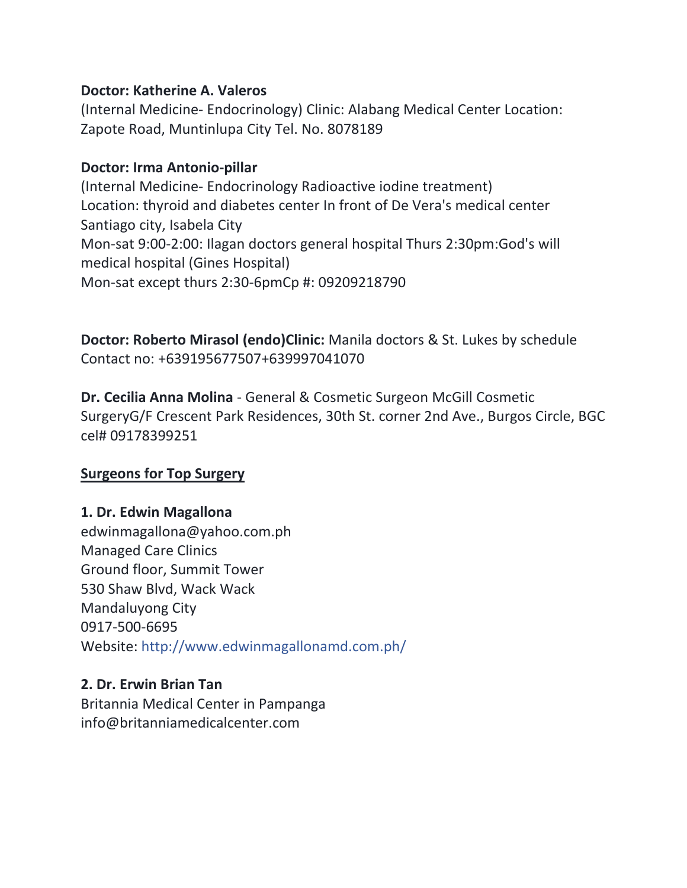**Doctor: Katherine A. Valeros**
(Internal Medicine- Endocrinology) Clinic: Alabang Medical Center Location: Zapote Road, Muntinlupa City Tel. No. 8078189

**Doctor: Irma Antonio-pillar**
(Internal Medicine- Endocrinology Radioactive iodine treatment)
Location: thyroid and diabetes center In front of De Vera's medical center Santiago city, Isabela City
Mon-sat 9:00-2:00: Ilagan doctors general hospital Thurs 2:30pm:God's will medical hospital (Gines Hospital)
Mon-sat except thurs 2:30-6pmCp #: 09209218790

**Doctor: Roberto Mirasol (endo)Clinic:** Manila doctors & St. Lukes by schedule
Contact no: +639195677507+639997041070

**Dr. Cecilia Anna Molina** - General & Cosmetic Surgeon McGill Cosmetic SurgeryG/F Crescent Park Residences, 30th St. corner 2nd Ave., Burgos Circle, BGC cel# 09178399251

**Surgeons for Top Surgery**

**1. Dr. Edwin Magallona**
edwinmagallona@yahoo.com.ph
Managed Care Clinics
Ground floor, Summit Tower
530 Shaw Blvd, Wack Wack
Mandaluyong City
0917-500-6695
Website: http://www.edwinmagallonamd.com.ph/

**2. Dr. Erwin Brian Tan**
Britannia Medical Center in Pampanga
info@britanniamedicalcenter.com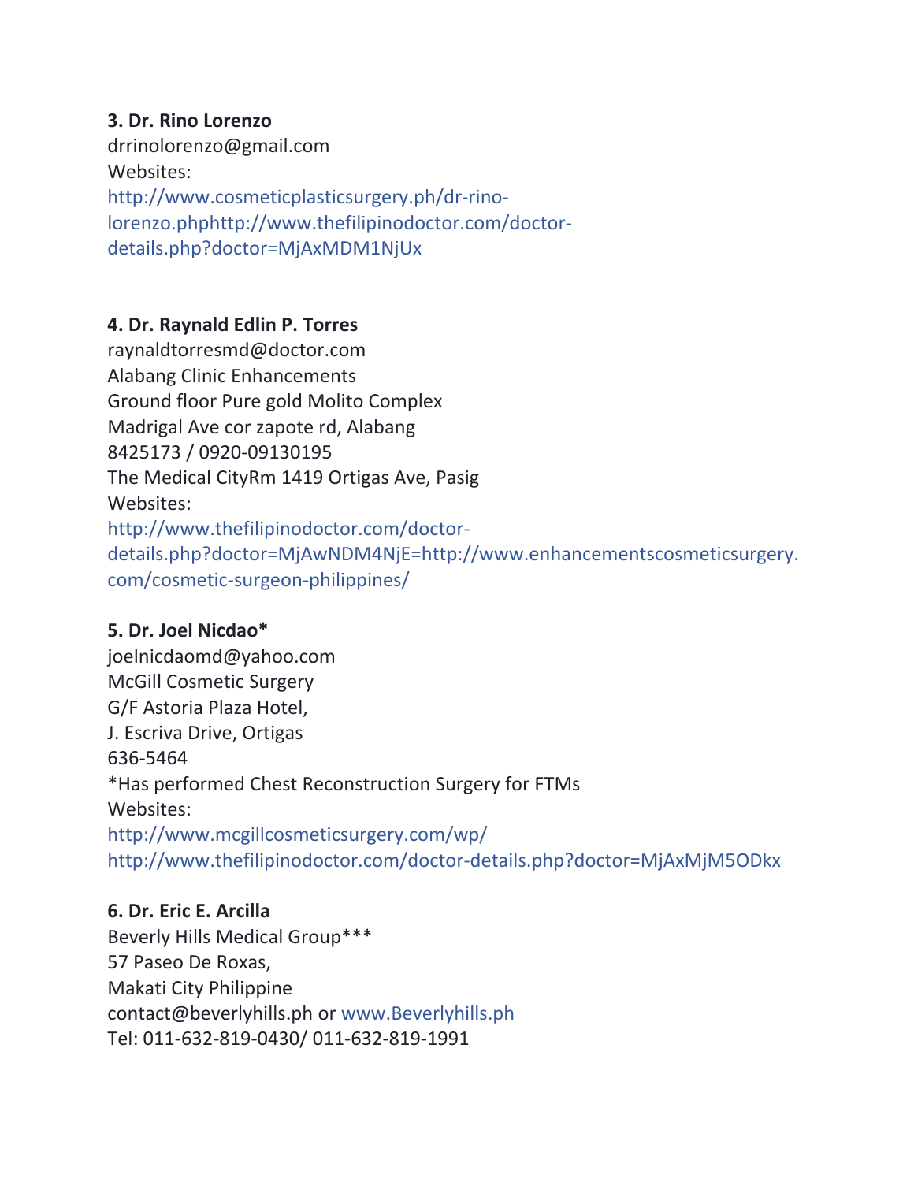**3. Dr. Rino Lorenzo**
drrinolorenzo@gmail.com
Websites:
http://www.cosmeticplasticsurgery.ph/dr-rino-lorenzo.phphttp://www.thefilipinodoctor.com/doctor-details.php?doctor=MjAxMDM1NjUx

**4. Dr. Raynald Edlin P. Torres**
raynaldtorresmd@doctor.com
Alabang Clinic Enhancements
Ground floor Pure gold Molito Complex
Madrigal Ave cor zapote rd, Alabang
8425173 / 0920-09130195
The Medical CityRm 1419 Ortigas Ave, Pasig
Websites:
http://www.thefilipinodoctor.com/doctor-details.php?doctor=MjAwNDM4NjE=http://www.enhancementscosmeticsurgery.com/cosmetic-surgeon-philippines/

**5. Dr. Joel Nicdao***
joelnicdaomd@yahoo.com
McGill Cosmetic Surgery
G/F Astoria Plaza Hotel,
J. Escriva Drive, Ortigas
636-5464
*Has performed Chest Reconstruction Surgery for FTMs
Websites:
http://www.mcgillcosmeticsurgery.com/wp/
http://www.thefilipinodoctor.com/doctor-details.php?doctor=MjAxMjM5ODkx

**6. Dr. Eric E. Arcilla**
Beverly Hills Medical Group***
57 Paseo De Roxas,
Makati City Philippine
contact@beverlyhills.ph or www.Beverlyhills.ph
Tel: 011-632-819-0430/ 011-632-819-1991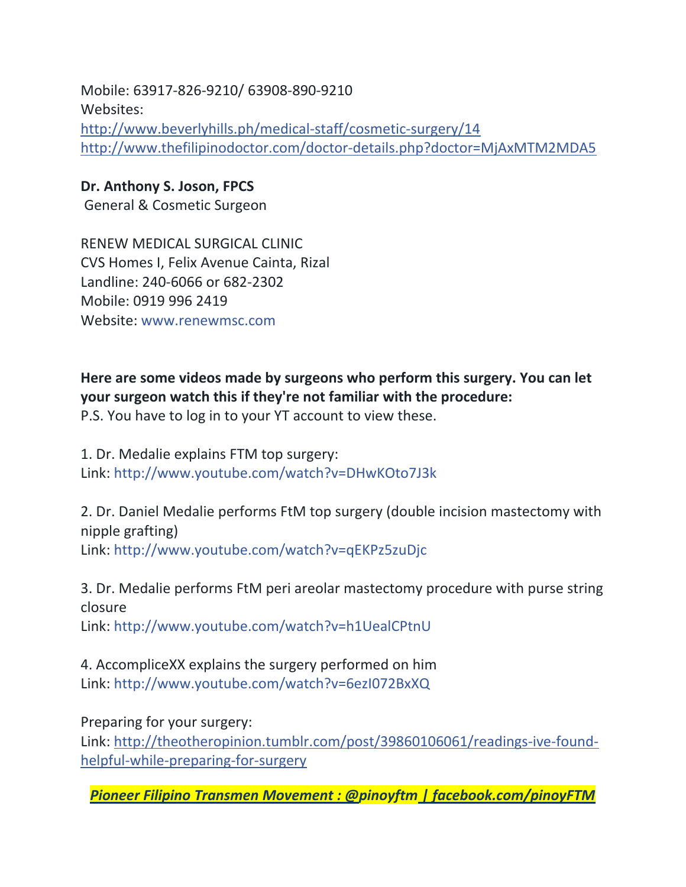Mobile: 63917-826-9210/ 63908-890-9210
Websites:
http://www.beverlyhills.ph/medical-staff/cosmetic-surgery/14
http://www.thefilipinodoctor.com/doctor-details.php?doctor=MjAxMTM2MDA5

**Dr. Anthony S. Joson, FPCS**
General & Cosmetic Surgeon

RENEW MEDICAL SURGICAL CLINIC
CVS Homes I, Felix Avenue Cainta, Rizal
Landline: 240-6066 or 682-2302
Mobile: 0919 996 2419
Website: www.renewmsc.com

**Here are some videos made by surgeons who perform this surgery. You can let your surgeon watch this if they're not familiar with the procedure:**
P.S. You have to log in to your YT account to view these.

1. Dr. Medalie explains FTM top surgery:
Link: http://www.youtube.com/watch?v=DHwKOto7J3k

2. Dr. Daniel Medalie performs FtM top surgery (double incision mastectomy with nipple grafting)
Link: http://www.youtube.com/watch?v=qEKPz5zuDjc

3. Dr. Medalie performs FtM peri areolar mastectomy procedure with purse string closure
Link: http://www.youtube.com/watch?v=h1UealCPtnU

4. AccompliceXX explains the surgery performed on him
Link: http://www.youtube.com/watch?v=6ezI072BxXQ

Preparing for your surgery:
Link: http://theotheropinion.tumblr.com/post/39860106061/readings-ive-found-helpful-while-preparing-for-surgery

***Pioneer Filipino Transmen Movement : @pinoyftm | facebook.com/pinoyFTM***